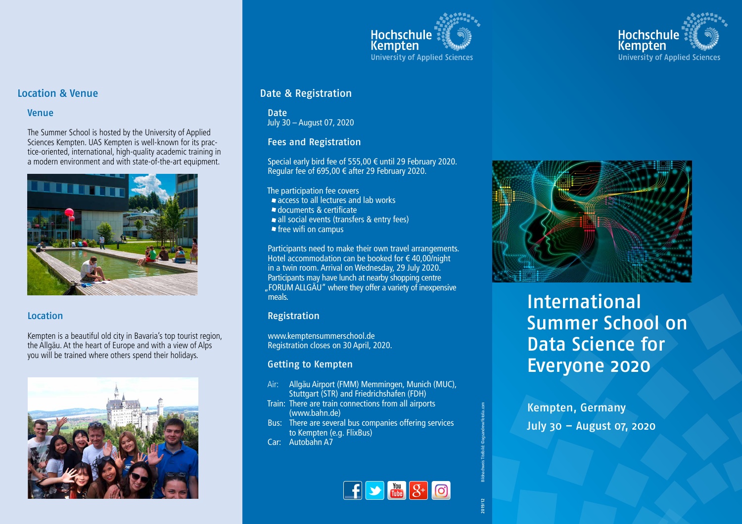## Location & Venue

### Venue

The Summer School is hosted by the University of Applied Sciences Kempten. UAS Kempten is well-known for its practice-oriented, international, high-quality academic training in a modern environment and with state-of-the-art equipment.

### Location

Kempten is a beautiful old city in Bavaria's top tourist region, the Allgäu. At the heart of Europe and with a view of Alps you will be trained where others spend their holidays.

Hochschule Kempten
University of Applied Sciences

## Date & Registration

### Date

July 30 – August 07, 2020

### Fees and Registration

Special early bird fee of 555,00 € until 29 February 2020.
Regular fee of 695,00 € after 29 February 2020.

The participation fee covers
- access to all lectures and lab works
- documents & certificate
- all social events (transfers & entry fees)
- free wifi on campus

Participants need to make their own travel arrangements. Hotel accommodation can be booked for € 40,00/night in a twin room. Arrival on Wednesday, 29 July 2020. Participants may have lunch at nearby shopping centre „FORUM ALLGÄU" where they offer a variety of inexpensive meals.

### Registration

www.kemptensummerschool.de
Registration closes on 30 April, 2020.

### Getting to Kempten

Air: Allgäu Airport (FMM) Memmingen, Munich (MUC), Stuttgart (STR) and Friedrichshafen (FDH)
Train: There are train connections from all airports (www.bahn.de)
Bus: There are several bus companies offering services to Kempten (e.g. FlixBus)
Car: Autobahn A7

Bildnachweis Titelbild: ©agsandrew/fotolia.com

2019/12

Hochschule Kempten
University of Applied Sciences

# International Summer School on Data Science for Everyone 2020

Kempten, Germany
July 30 – August 07, 2020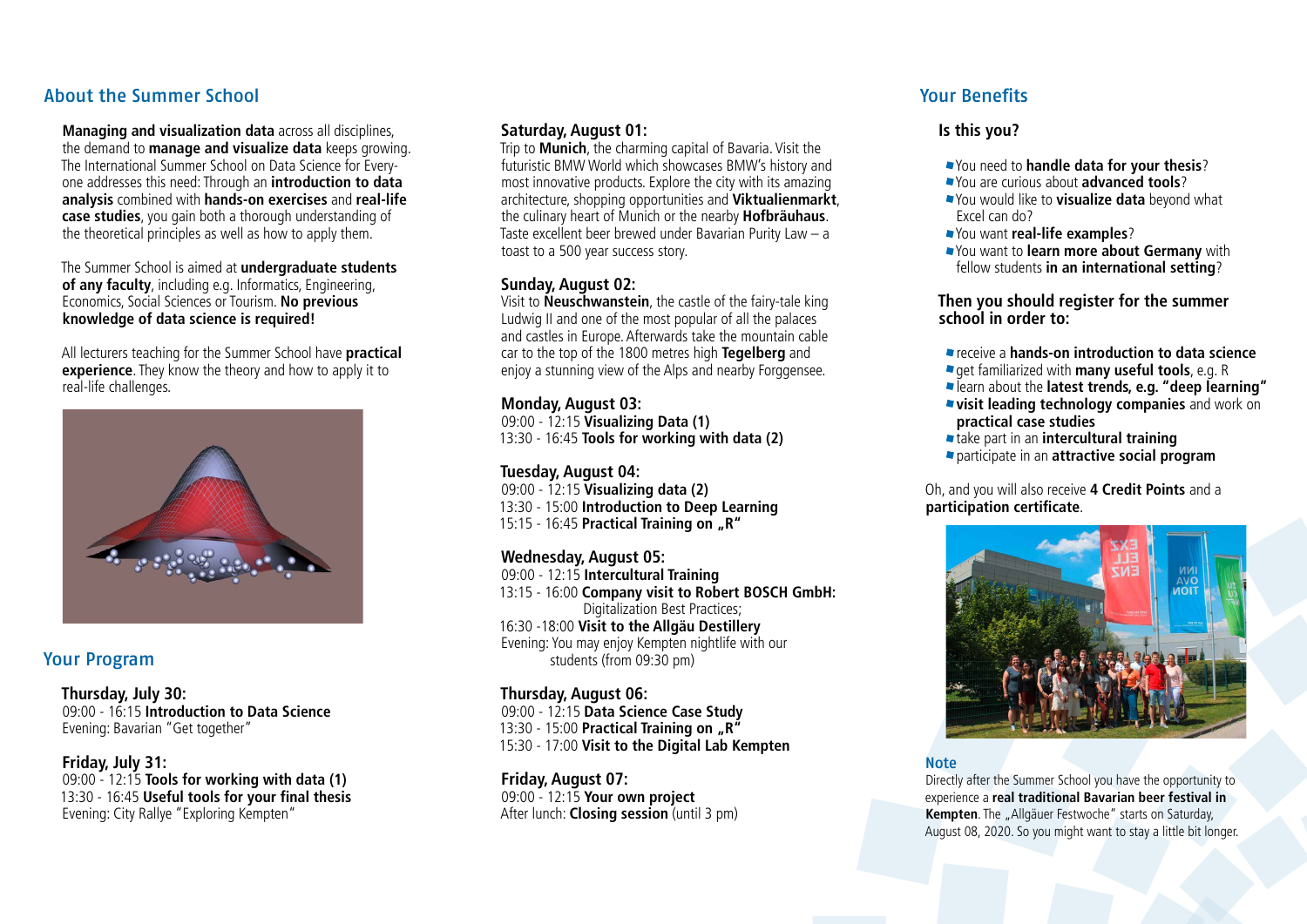## About the Summer School

**Managing and visualization data** across all disciplines, the demand to **manage and visualize data** keeps growing. The International Summer School on Data Science for Everyone addresses this need: Through an **introduction to data analysis** combined with **hands-on exercises** and **real-life case studies**, you gain both a thorough understanding of the theoretical principles as well as how to apply them.

The Summer School is aimed at **undergraduate students of any faculty**, including e.g. Informatics, Engineering, Economics, Social Sciences or Tourism. **No previous knowledge of data science is required!**

All lecturers teaching for the Summer School have **practical experience**. They know the theory and how to apply it to real-life challenges.

## Your Program

**Thursday, July 30:**
09:00 - 16:15 **Introduction to Data Science**
Evening: Bavarian "Get together"

**Friday, July 31:**
09:00 - 12:15 **Tools for working with data (1)**
13:30 - 16:45 **Useful tools for your final thesis**
Evening: City Rallye "Exploring Kempten"

**Saturday, August 01:**
Trip to **Munich**, the charming capital of Bavaria. Visit the futuristic BMW World which showcases BMW's history and most innovative products. Explore the city with its amazing architecture, shopping opportunities and **Viktualienmarkt**, the culinary heart of Munich or the nearby **Hofbräuhaus**. Taste excellent beer brewed under Bavarian Purity Law – a toast to a 500 year success story.

**Sunday, August 02:**
Visit to **Neuschwanstein**, the castle of the fairy-tale king Ludwig II and one of the most popular of all the palaces and castles in Europe. Afterwards take the mountain cable car to the top of the 1800 metres high **Tegelberg** and enjoy a stunning view of the Alps and nearby Forggensee.

**Monday, August 03:**
09:00 - 12:15 **Visualizing Data (1)**
13:30 - 16:45 **Tools for working with data (2)**

**Tuesday, August 04:**
09:00 - 12:15 **Visualizing data (2)**
13:30 - 15:00 **Introduction to Deep Learning**
15:15 - 16:45 **Practical Training on „R"**

**Wednesday, August 05:**
09:00 - 12:15 **Intercultural Training**
13:15 - 16:00 **Company visit to Robert BOSCH GmbH:** Digitalization Best Practices;
16:30 -18:00 **Visit to the Allgäu Destillery**
Evening: You may enjoy Kempten nightlife with our students (from 09:30 pm)

**Thursday, August 06:**
09:00 - 12:15 **Data Science Case Study**
13:30 - 15:00 **Practical Training on „R"**
15:30 - 17:00 **Visit to the Digital Lab Kempten**

**Friday, August 07:**
09:00 - 12:15 **Your own project**
After lunch: **Closing session** (until 3 pm)

## Your Benefits

### Is this you?

- You need to **handle data for your thesis**?
- You are curious about **advanced tools**?
- You would like to **visualize data** beyond what Excel can do?
- You want **real-life examples**?
- You want to **learn more about Germany** with fellow students **in an international setting**?

### Then you should register for the summer school in order to:

- receive a **hands-on introduction to data science**
- get familiarized with **many useful tools**, e.g. R
- learn about the **latest trends, e.g. "deep learning"**
- **visit leading technology companies** and work on **practical case studies**
- take part in an **intercultural training**
- participate in an **attractive social program**

Oh, and you will also receive **4 Credit Points** and a **participation certificate**.

### Note

Directly after the Summer School you have the opportunity to experience a **real traditional Bavarian beer festival in Kempten**. The „Allgäuer Festwoche" starts on Saturday, August 08, 2020. So you might want to stay a little bit longer.